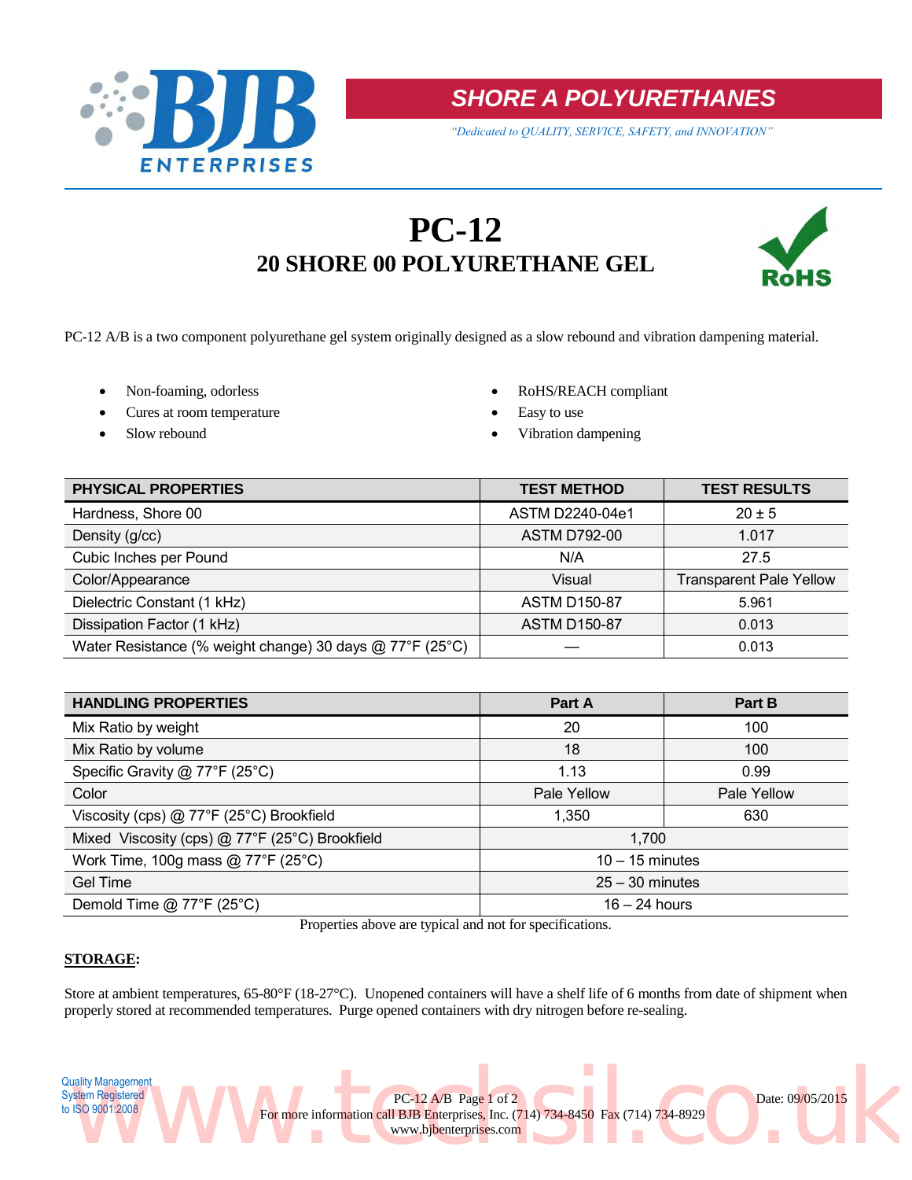SHORE A POLYURETHANES

*"Dedicated to QUALITY, SERVICE, SAFETY, and INNOVATION"*

# PC-12

## 20 SHORE 00 POLYURETHANE GEL

PC-12 A/B is a two component polyurethane gel system originally designed as a slow rebound and vibration dampening material.

- Non-foaming, odorless
- Cures at room temperature
- Slow rebound
- RoHS/REACH compliant
- Easy to use
- Vibration dampening

| PHYSICAL PROPERTIES | TEST METHOD | TEST RESULTS |
|---|---|---|
| Hardness, Shore 00 | ASTM D2240-04e1 | 20 ± 5 |
| Density (g/cc) | ASTM D792-00 | 1.017 |
| Cubic Inches per Pound | N/A | 27.5 |
| Color/Appearance | Visual | Transparent Pale Yellow |
| Dielectric Constant (1 kHz) | ASTM D150-87 | 5.961 |
| Dissipation Factor (1 kHz) | ASTM D150-87 | 0.013 |
| Water Resistance (% weight change) 30 days @ 77°F (25°C) | — | 0.013 |

| HANDLING PROPERTIES | Part A | Part B |
|---|---|---|
| Mix Ratio by weight | 20 | 100 |
| Mix Ratio by volume | 18 | 100 |
| Specific Gravity @ 77°F (25°C) | 1.13 | 0.99 |
| Color | Pale Yellow | Pale Yellow |
| Viscosity (cps) @ 77°F (25°C) Brookfield | 1,350 | 630 |
| Mixed Viscosity (cps) @ 77°F (25°C) Brookfield | 1,700 | |
| Work Time, 100g mass @ 77°F (25°C) | 10 – 15 minutes | |
| Gel Time | 25 – 30 minutes | |
| Demold Time @ 77°F (25°C) | 16 – 24 hours | |

Properties above are typical and not for specifications.

**STORAGE:**

Store at ambient temperatures, 65-80°F (18-27°C). Unopened containers will have a shelf life of 6 months from date of shipment when properly stored at recommended temperatures. Purge opened containers with dry nitrogen before re-sealing.

Quality Management System Registered to ISO 9001:2008

PC-12 A/B Date: 09/05/2015

For more information call BJB Enterprises, Inc. (714) 734-8450 Fax (714) 734-8929
www.bjbenterprises.com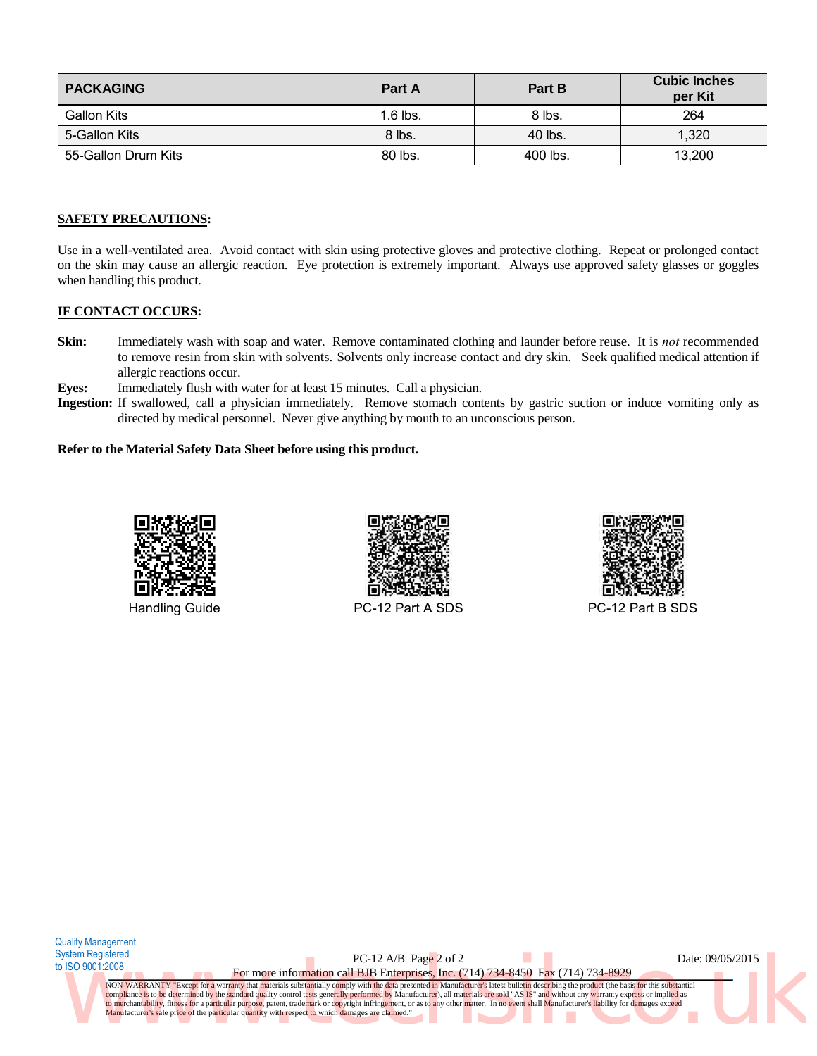| PACKAGING | Part A | Part B | Cubic Inches per Kit |
|---|---|---|---|
| Gallon Kits | 1.6 lbs. | 8 lbs. | 264 |
| 5-Gallon Kits | 8 lbs. | 40 lbs. | 1,320 |
| 55-Gallon Drum Kits | 80 lbs. | 400 lbs. | 13,200 |

**SAFETY PRECAUTIONS:**

Use in a well-ventilated area. Avoid contact with skin using protective gloves and protective clothing. Repeat or prolonged contact on the skin may cause an allergic reaction. Eye protection is extremely important. Always use approved safety glasses or goggles when handling this product.

**IF CONTACT OCCURS:**

**Skin:** Immediately wash with soap and water. Remove contaminated clothing and launder before reuse. It is *not* recommended to remove resin from skin with solvents. Solvents only increase contact and dry skin. Seek qualified medical attention if allergic reactions occur.

**Eyes:** Immediately flush with water for at least 15 minutes. Call a physician.

**Ingestion:** If swallowed, call a physician immediately. Remove stomach contents by gastric suction or induce vomiting only as directed by medical personnel. Never give anything by mouth to an unconscious person.

**Refer to the Material Safety Data Sheet before using this product.**

Handling Guide

PC-12 Part A SDS

PC-12 Part B SDS

Quality Management System Registered to ISO 9001:2008

Date: 09/05/2015

For more information call BJB Enterprises, Inc. (714) 734-8450 Fax (714) 734-8929

NON-WARRANTY "Except for a warranty that materials substantially comply with the data presented in Manufacturer's latest bulletin describing the product (the basis for this substantial compliance is to be determined by the standard quality control tests generally performed by Manufacturer), all materials are sold "AS IS" and without any warranty express or implied as to merchantability, fitness for a particular purpose, patent, trademark or copyright infringement, or as to any other matter. In no event shall Manufacturer's liability for damages exceed Manufacturer's sale price of the particular quantity with respect to which damages are claimed."